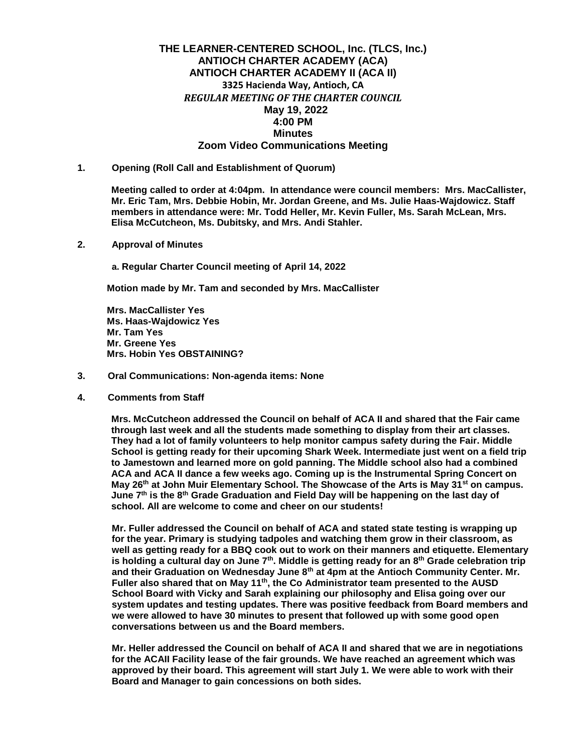# THE LEARNER-CENTERED SCHOOL, Inc. (TLCS, Inc.)
## ANTIOCH CHARTER ACADEMY (ACA)
## ANTIOCH CHARTER ACADEMY II (ACA II)
**3325 Hacienda Way, Antioch, CA**

***REGULAR MEETING OF THE CHARTER COUNCIL***

**May 19, 2022**
**4:00 PM**
**Minutes**
**Zoom Video Communications Meeting**

**1. Opening (Roll Call and Establishment of Quorum)**

**Meeting called to order at 4:04pm. In attendance were council members: Mrs. MacCallister, Mr. Eric Tam, Mrs. Debbie Hobin, Mr. Jordan Greene, and Ms. Julie Haas-Wajdowicz. Staff members in attendance were: Mr. Todd Heller, Mr. Kevin Fuller, Ms. Sarah McLean, Mrs. Elisa McCutcheon, Ms. Dubitsky, and Mrs. Andi Stahler.**

**2. Approval of Minutes**

**a. Regular Charter Council meeting of April 14, 2022**

**Motion made by Mr. Tam and seconded by Mrs. MacCallister**

**Mrs. MacCallister Yes**
**Ms. Haas-Wajdowicz Yes**
**Mr. Tam Yes**
**Mr. Greene Yes**
**Mrs. Hobin Yes OBSTAINING?**

**3. Oral Communications: Non-agenda items: None**

**4. Comments from Staff**

**Mrs. McCutcheon addressed the Council on behalf of ACA II and shared that the Fair came through last week and all the students made something to display from their art classes. They had a lot of family volunteers to help monitor campus safety during the Fair. Middle School is getting ready for their upcoming Shark Week. Intermediate just went on a field trip to Jamestown and learned more on gold panning. The Middle school also had a combined ACA and ACA II dance a few weeks ago. Coming up is the Instrumental Spring Concert on May 26th at John Muir Elementary School. The Showcase of the Arts is May 31st on campus. June 7th is the 8th Grade Graduation and Field Day will be happening on the last day of school. All are welcome to come and cheer on our students!**

**Mr. Fuller addressed the Council on behalf of ACA and stated state testing is wrapping up for the year. Primary is studying tadpoles and watching them grow in their classroom, as well as getting ready for a BBQ cook out to work on their manners and etiquette. Elementary is holding a cultural day on June 7th. Middle is getting ready for an 8th Grade celebration trip and their Graduation on Wednesday June 8th at 4pm at the Antioch Community Center. Mr. Fuller also shared that on May 11th, the Co Administrator team presented to the AUSD School Board with Vicky and Sarah explaining our philosophy and Elisa going over our system updates and testing updates. There was positive feedback from Board members and we were allowed to have 30 minutes to present that followed up with some good open conversations between us and the Board members.**

**Mr. Heller addressed the Council on behalf of ACA II and shared that we are in negotiations for the ACAII Facility lease of the fair grounds. We have reached an agreement which was approved by their board. This agreement will start July 1. We were able to work with their Board and Manager to gain concessions on both sides.**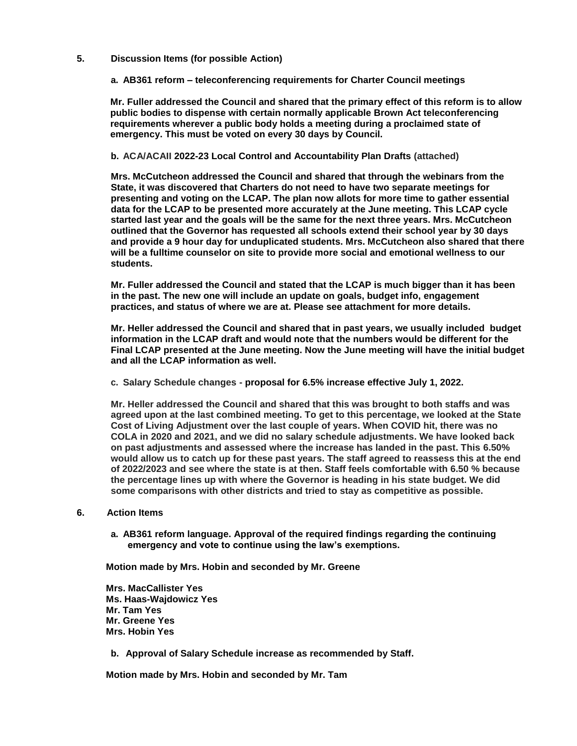**5. Discussion Items (for possible Action)**

**a. AB361 reform – teleconferencing requirements for Charter Council meetings**

**Mr. Fuller addressed the Council and shared that the primary effect of this reform is to allow public bodies to dispense with certain normally applicable Brown Act teleconferencing requirements wherever a public body holds a meeting during a proclaimed state of emergency. This must be voted on every 30 days by Council.**

**b. ACA/ACAII 2022-23 Local Control and Accountability Plan Drafts (attached)**

**Mrs. McCutcheon addressed the Council and shared that through the webinars from the State, it was discovered that Charters do not need to have two separate meetings for presenting and voting on the LCAP. The plan now allots for more time to gather essential data for the LCAP to be presented more accurately at the June meeting. This LCAP cycle started last year and the goals will be the same for the next three years. Mrs. McCutcheon outlined that the Governor has requested all schools extend their school year by 30 days and provide a 9 hour day for unduplicated students. Mrs. McCutcheon also shared that there will be a fulltime counselor on site to provide more social and emotional wellness to our students.**

**Mr. Fuller addressed the Council and stated that the LCAP is much bigger than it has been in the past. The new one will include an update on goals, budget info, engagement practices, and status of where we are at. Please see attachment for more details.**

**Mr. Heller addressed the Council and shared that in past years, we usually included budget information in the LCAP draft and would note that the numbers would be different for the Final LCAP presented at the June meeting. Now the June meeting will have the initial budget and all the LCAP information as well.**

**c. Salary Schedule changes - proposal for 6.5% increase effective July 1, 2022.**

**Mr. Heller addressed the Council and shared that this was brought to both staffs and was agreed upon at the last combined meeting. To get to this percentage, we looked at the State Cost of Living Adjustment over the last couple of years. When COVID hit, there was no COLA in 2020 and 2021, and we did no salary schedule adjustments. We have looked back on past adjustments and assessed where the increase has landed in the past. This 6.50% would allow us to catch up for these past years. The staff agreed to reassess this at the end of 2022/2023 and see where the state is at then. Staff feels comfortable with 6.50 % because the percentage lines up with where the Governor is heading in his state budget. We did some comparisons with other districts and tried to stay as competitive as possible.**

**6. Action Items**

**a. AB361 reform language. Approval of the required findings regarding the continuing emergency and vote to continue using the law's exemptions.**

**Motion made by Mrs. Hobin and seconded by Mr. Greene**

**Mrs. MacCallister Yes**
**Ms. Haas-Wajdowicz Yes**
**Mr. Tam Yes**
**Mr. Greene Yes**
**Mrs. Hobin Yes**

**b. Approval of Salary Schedule increase as recommended by Staff.**

**Motion made by Mrs. Hobin and seconded by Mr. Tam**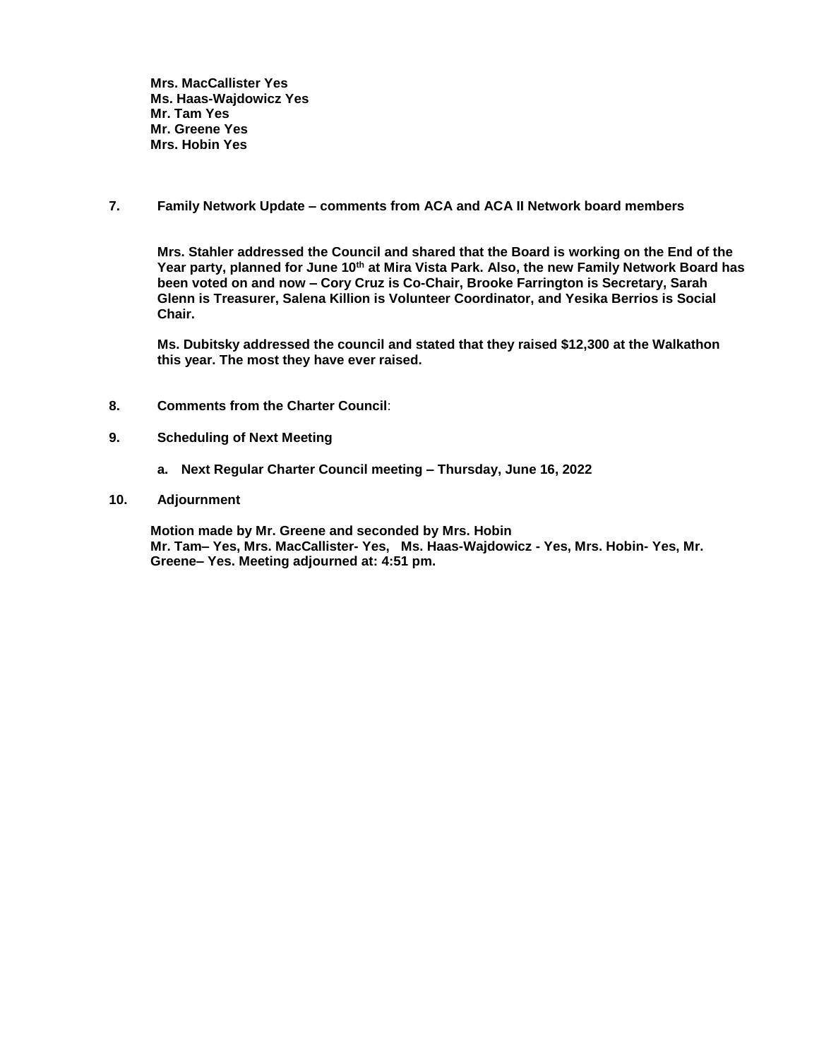**Mrs. MacCallister Yes**
**Ms. Haas-Wajdowicz Yes**
**Mr. Tam Yes**
**Mr. Greene Yes**
**Mrs. Hobin Yes**

**7. Family Network Update – comments from ACA and ACA II Network board members**

**Mrs. Stahler addressed the Council and shared that the Board is working on the End of the Year party, planned for June 10th at Mira Vista Park. Also, the new Family Network Board has been voted on and now – Cory Cruz is Co-Chair, Brooke Farrington is Secretary, Sarah Glenn is Treasurer, Salena Killion is Volunteer Coordinator, and Yesika Berrios is Social Chair.**

**Ms. Dubitsky addressed the council and stated that they raised $12,300 at the Walkathon this year. The most they have ever raised.**

**8. Comments from the Charter Council**:

**9. Scheduling of Next Meeting**

**a. Next Regular Charter Council meeting – Thursday, June 16, 2022**

**10. Adjournment**

**Motion made by Mr. Greene and seconded by Mrs. Hobin**
**Mr. Tam– Yes, Mrs. MacCallister- Yes, Ms. Haas-Wajdowicz - Yes, Mrs. Hobin- Yes, Mr. Greene– Yes. Meeting adjourned at: 4:51 pm.**